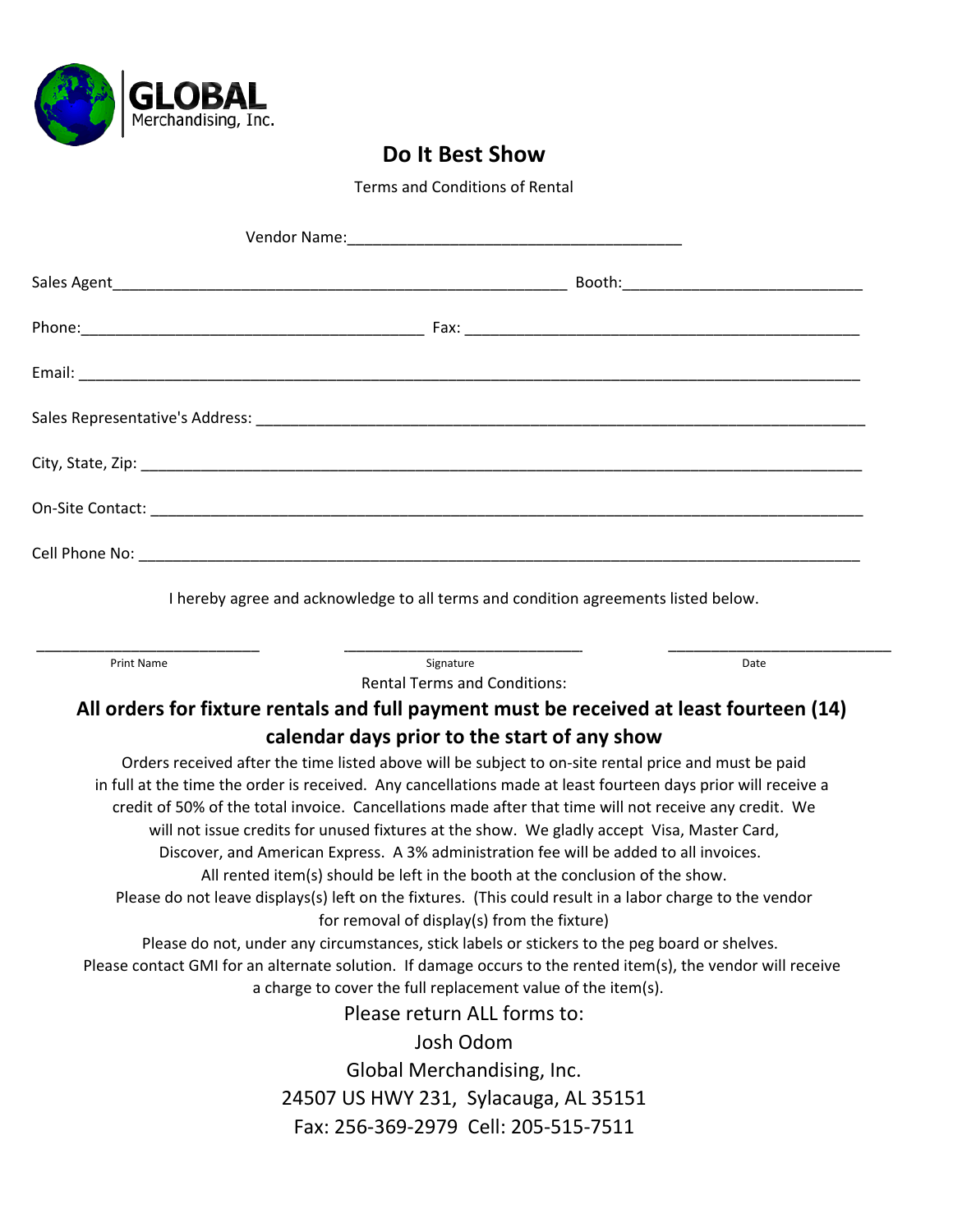GLOBAL
Merchandising, Inc.

# Do It Best Show

Terms and Conditions of Rental

Vendor Name:_______________________________________

Sales Agent_____________________________________________________ Booth:___________________________

Phone:________________________________________ Fax: ______________________________________________

Email: _____________________________________________________________________________________________

Sales Representative's Address: _______________________________________________________________________

City, State, Zip: ________________________________________________________________________________________

On-Site Contact: ________________________________________________________________________________________

Cell Phone No: _________________________________________________________________________________________

I hereby agree and acknowledge to all terms and condition agreements listed below.

___________________________ ____________________________ __________________________

Print Name Signature Date

Rental Terms and Conditions:

**All orders for fixture rentals and full payment must be received at least fourteen (14) calendar days prior to the start of any show**

Orders received after the time listed above will be subject to on-site rental price and must be paid in full at the time the order is received. Any cancellations made at least fourteen days prior will receive a credit of 50% of the total invoice. Cancellations made after that time will not receive any credit. We will not issue credits for unused fixtures at the show. We gladly accept Visa, Master Card, Discover, and American Express. A 3% administration fee will be added to all invoices.

All rented item(s) should be left in the booth at the conclusion of the show.

Please do not leave displays(s) left on the fixtures. (This could result in a labor charge to the vendor for removal of display(s) from the fixture)

Please do not, under any circumstances, stick labels or stickers to the peg board or shelves.

Please contact GMI for an alternate solution. If damage occurs to the rented item(s), the vendor will receive a charge to cover the full replacement value of the item(s).

Please return ALL forms to:

Josh Odom

Global Merchandising, Inc.

24507 US HWY 231, Sylacauga, AL 35151

Fax: 256-369-2979 Cell: 205-515-7511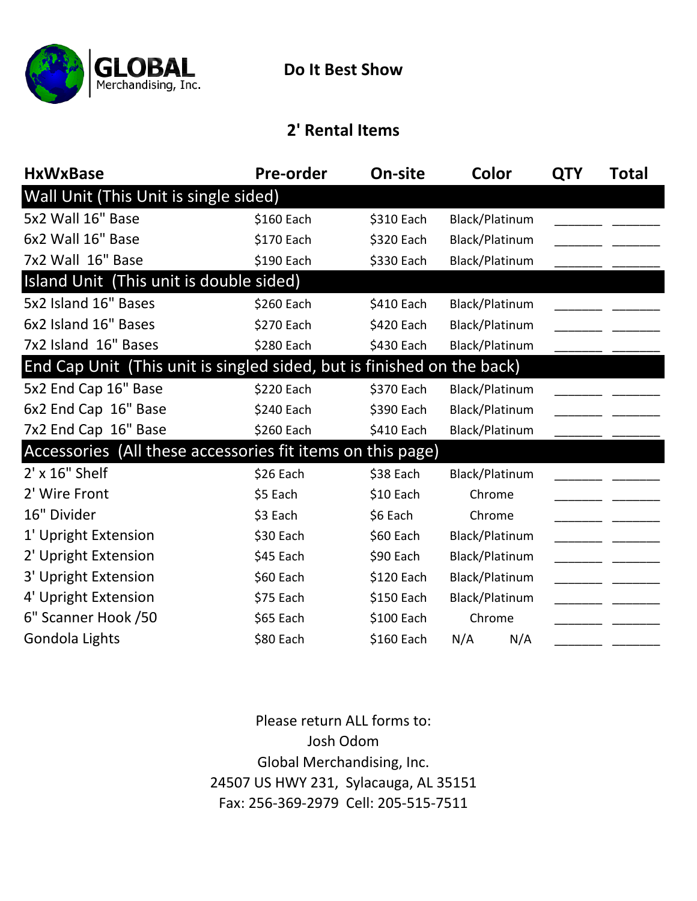GLOBAL Merchandising, Inc.

# Do It Best Show

## 2' Rental Items

| HxWxBase | Pre-order | On-site | Color | QTY | Total |
|---|---|---|---|---|---|
| **Wall Unit (This Unit is single sided)** | | | | | |
| 5x2 Wall 16" Base | $160 Each | $310 Each | Black/Platinum | ______ | ______ |
| 6x2 Wall 16" Base | $170 Each | $320 Each | Black/Platinum | ______ | ______ |
| 7x2 Wall 16" Base | $190 Each | $330 Each | Black/Platinum | ______ | ______ |
| **Island Unit (This unit is double sided)** | | | | | |
| 5x2 Island 16" Bases | $260 Each | $410 Each | Black/Platinum | ______ | ______ |
| 6x2 Island 16" Bases | $270 Each | $420 Each | Black/Platinum | ______ | ______ |
| 7x2 Island 16" Bases | $280 Each | $430 Each | Black/Platinum | ______ | ______ |
| **End Cap Unit (This unit is singled sided, but is finished on the back)** | | | | | |
| 5x2 End Cap 16" Base | $220 Each | $370 Each | Black/Platinum | ______ | ______ |
| 6x2 End Cap 16" Base | $240 Each | $390 Each | Black/Platinum | ______ | ______ |
| 7x2 End Cap 16" Base | $260 Each | $410 Each | Black/Platinum | ______ | ______ |
| **Accessories (All these accessories fit items on this page)** | | | | | |
| 2' x 16" Shelf | $26 Each | $38 Each | Black/Platinum | ______ | ______ |
| 2' Wire Front | $5 Each | $10 Each | Chrome | ______ | ______ |
| 16" Divider | $3 Each | $6 Each | Chrome | ______ | ______ |
| 1' Upright Extension | $30 Each | $60 Each | Black/Platinum | ______ | ______ |
| 2' Upright Extension | $45 Each | $90 Each | Black/Platinum | ______ | ______ |
| 3' Upright Extension | $60 Each | $120 Each | Black/Platinum | ______ | ______ |
| 4' Upright Extension | $75 Each | $150 Each | Black/Platinum | ______ | ______ |
| 6" Scanner Hook /50 | $65 Each | $100 Each | Chrome | ______ | ______ |
| Gondola Lights | $80 Each | $160 Each | N/A N/A | ______ | ______ |

Please return ALL forms to:
Josh Odom
Global Merchandising, Inc.
24507 US HWY 231, Sylacauga, AL 35151
Fax: 256-369-2979 Cell: 205-515-7511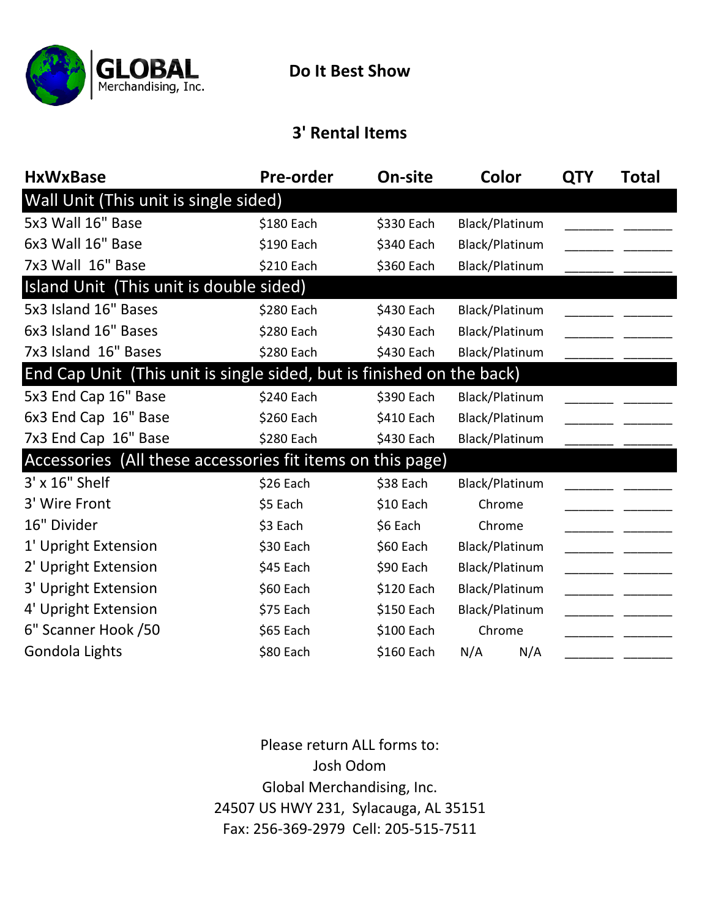GLOBAL Merchandising, Inc.

# Do It Best Show

## 3' Rental Items

| HxWxBase | Pre-order | On-site | Color | QTY | Total |
|---|---|---|---|---|---|
| **Wall Unit (This unit is single sided)** | | | | | |
| 5x3 Wall 16" Base | $180 Each | $330 Each | Black/Platinum | _______ | _______ |
| 6x3 Wall 16" Base | $190 Each | $340 Each | Black/Platinum | _______ | _______ |
| 7x3 Wall 16" Base | $210 Each | $360 Each | Black/Platinum | _______ | _______ |
| **Island Unit (This unit is double sided)** | | | | | |
| 5x3 Island 16" Bases | $280 Each | $430 Each | Black/Platinum | _______ | _______ |
| 6x3 Island 16" Bases | $280 Each | $430 Each | Black/Platinum | _______ | _______ |
| 7x3 Island 16" Bases | $280 Each | $430 Each | Black/Platinum | _______ | _______ |
| **End Cap Unit (This unit is single sided, but is finished on the back)** | | | | | |
| 5x3 End Cap 16" Base | $240 Each | $390 Each | Black/Platinum | _______ | _______ |
| 6x3 End Cap 16" Base | $260 Each | $410 Each | Black/Platinum | _______ | _______ |
| 7x3 End Cap 16" Base | $280 Each | $430 Each | Black/Platinum | _______ | _______ |
| **Accessories (All these accessories fit items on this page)** | | | | | |
| 3' x 16" Shelf | $26 Each | $38 Each | Black/Platinum | _______ | _______ |
| 3' Wire Front | $5 Each | $10 Each | Chrome | _______ | _______ |
| 16" Divider | $3 Each | $6 Each | Chrome | _______ | _______ |
| 1' Upright Extension | $30 Each | $60 Each | Black/Platinum | _______ | _______ |
| 2' Upright Extension | $45 Each | $90 Each | Black/Platinum | _______ | _______ |
| 3' Upright Extension | $60 Each | $120 Each | Black/Platinum | _______ | _______ |
| 4' Upright Extension | $75 Each | $150 Each | Black/Platinum | _______ | _______ |
| 6" Scanner Hook /50 | $65 Each | $100 Each | Chrome | _______ | _______ |
| Gondola Lights | $80 Each | $160 Each | N/A N/A | _______ | _______ |

Please return ALL forms to:
Josh Odom
Global Merchandising, Inc.
24507 US HWY 231, Sylacauga, AL 35151
Fax: 256-369-2979 Cell: 205-515-7511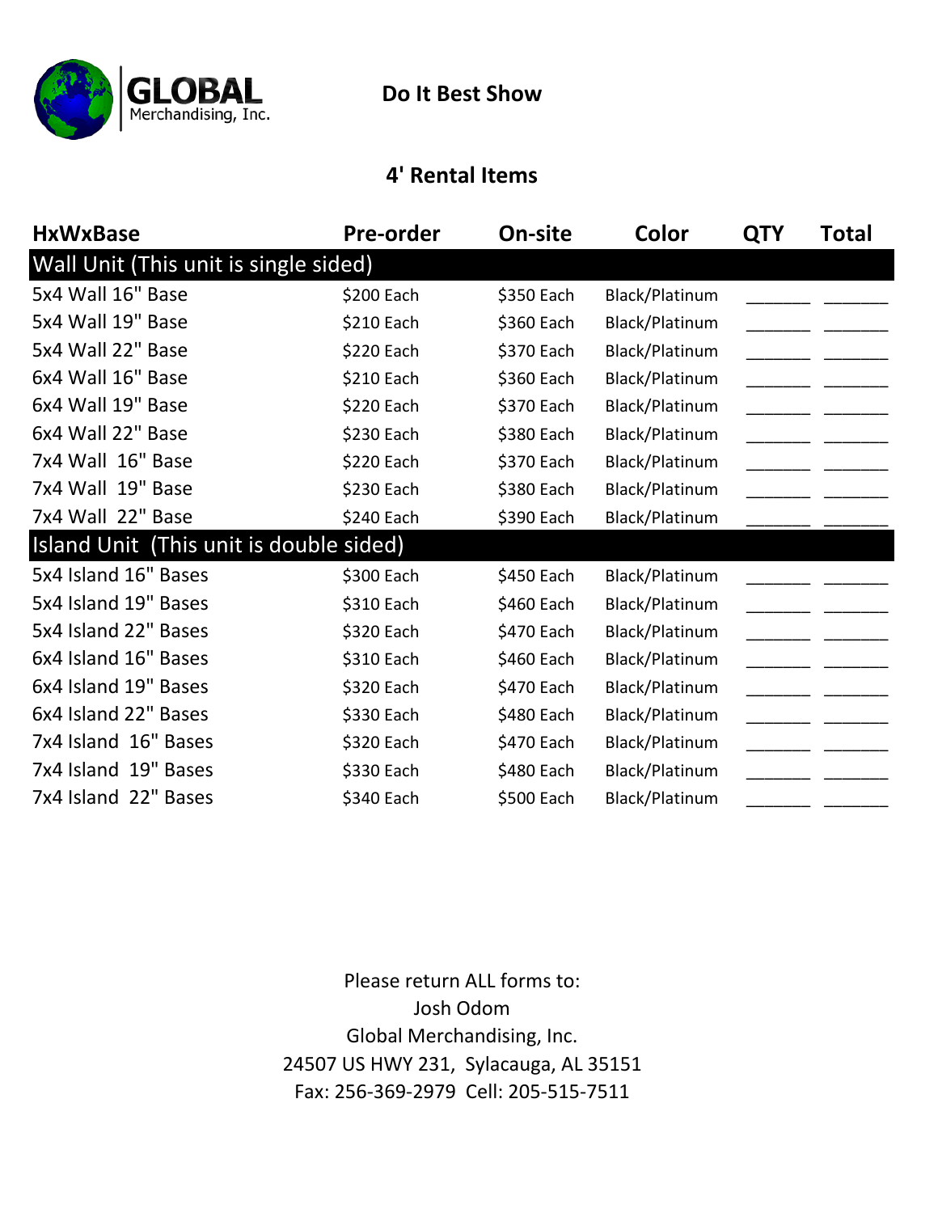GLOBAL Merchandising, Inc.

# Do It Best Show

## 4' Rental Items

| HxWxBase | Pre-order | On-site | Color | QTY | Total |
|---|---|---|---|---|---|
| **Wall Unit (This unit is single sided)** | | | | | |
| 5x4 Wall 16" Base | $200 Each | $350 Each | Black/Platinum | ______ | ______ |
| 5x4 Wall 19" Base | $210 Each | $360 Each | Black/Platinum | ______ | ______ |
| 5x4 Wall 22" Base | $220 Each | $370 Each | Black/Platinum | ______ | ______ |
| 6x4 Wall 16" Base | $210 Each | $360 Each | Black/Platinum | ______ | ______ |
| 6x4 Wall 19" Base | $220 Each | $370 Each | Black/Platinum | ______ | ______ |
| 6x4 Wall 22" Base | $230 Each | $380 Each | Black/Platinum | ______ | ______ |
| 7x4 Wall 16" Base | $220 Each | $370 Each | Black/Platinum | ______ | ______ |
| 7x4 Wall 19" Base | $230 Each | $380 Each | Black/Platinum | ______ | ______ |
| 7x4 Wall 22" Base | $240 Each | $390 Each | Black/Platinum | ______ | ______ |
| **Island Unit (This unit is double sided)** | | | | | |
| 5x4 Island 16" Bases | $300 Each | $450 Each | Black/Platinum | ______ | ______ |
| 5x4 Island 19" Bases | $310 Each | $460 Each | Black/Platinum | ______ | ______ |
| 5x4 Island 22" Bases | $320 Each | $470 Each | Black/Platinum | ______ | ______ |
| 6x4 Island 16" Bases | $310 Each | $460 Each | Black/Platinum | ______ | ______ |
| 6x4 Island 19" Bases | $320 Each | $470 Each | Black/Platinum | ______ | ______ |
| 6x4 Island 22" Bases | $330 Each | $480 Each | Black/Platinum | ______ | ______ |
| 7x4 Island 16" Bases | $320 Each | $470 Each | Black/Platinum | ______ | ______ |
| 7x4 Island 19" Bases | $330 Each | $480 Each | Black/Platinum | ______ | ______ |
| 7x4 Island 22" Bases | $340 Each | $500 Each | Black/Platinum | ______ | ______ |

Please return ALL forms to:
Josh Odom
Global Merchandising, Inc.
24507 US HWY 231, Sylacauga, AL 35151
Fax: 256-369-2979 Cell: 205-515-7511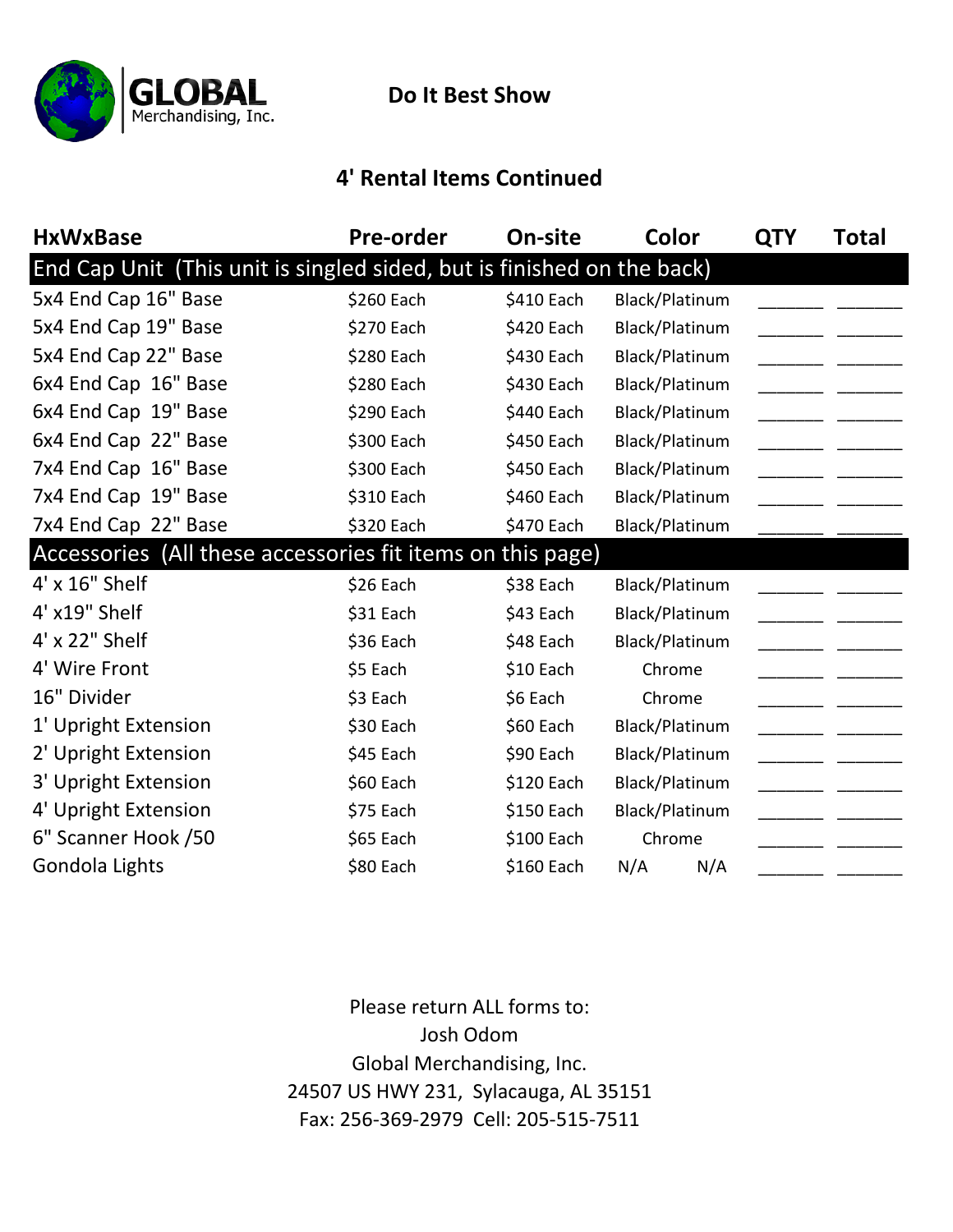GLOBAL Merchandising, Inc.

# Do It Best Show

## 4' Rental Items Continued

| HxWxBase | Pre-order | On-site | Color | QTY | Total |
|---|---|---|---|---|---|
| **End Cap Unit (This unit is singled sided, but is finished on the back)** | | | | | |
| 5x4 End Cap 16" Base | $260 Each | $410 Each | Black/Platinum | _______ | _______ |
| 5x4 End Cap 19" Base | $270 Each | $420 Each | Black/Platinum | _______ | _______ |
| 5x4 End Cap 22" Base | $280 Each | $430 Each | Black/Platinum | _______ | _______ |
| 6x4 End Cap 16" Base | $280 Each | $430 Each | Black/Platinum | _______ | _______ |
| 6x4 End Cap 19" Base | $290 Each | $440 Each | Black/Platinum | _______ | _______ |
| 6x4 End Cap 22" Base | $300 Each | $450 Each | Black/Platinum | _______ | _______ |
| 7x4 End Cap 16" Base | $300 Each | $450 Each | Black/Platinum | _______ | _______ |
| 7x4 End Cap 19" Base | $310 Each | $460 Each | Black/Platinum | _______ | _______ |
| 7x4 End Cap 22" Base | $320 Each | $470 Each | Black/Platinum | _______ | _______ |
| **Accessories (All these accessories fit items on this page)** | | | | | |
| 4' x 16" Shelf | $26 Each | $38 Each | Black/Platinum | _______ | _______ |
| 4' x19" Shelf | $31 Each | $43 Each | Black/Platinum | _______ | _______ |
| 4' x 22" Shelf | $36 Each | $48 Each | Black/Platinum | _______ | _______ |
| 4' Wire Front | $5 Each | $10 Each | Chrome | _______ | _______ |
| 16" Divider | $3 Each | $6 Each | Chrome | _______ | _______ |
| 1' Upright Extension | $30 Each | $60 Each | Black/Platinum | _______ | _______ |
| 2' Upright Extension | $45 Each | $90 Each | Black/Platinum | _______ | _______ |
| 3' Upright Extension | $60 Each | $120 Each | Black/Platinum | _______ | _______ |
| 4' Upright Extension | $75 Each | $150 Each | Black/Platinum | _______ | _______ |
| 6" Scanner Hook /50 | $65 Each | $100 Each | Chrome | _______ | _______ |
| Gondola Lights | $80 Each | $160 Each | N/A N/A | _______ | _______ |

Please return ALL forms to:
Josh Odom
Global Merchandising, Inc.
24507 US HWY 231, Sylacauga, AL 35151
Fax: 256-369-2979 Cell: 205-515-7511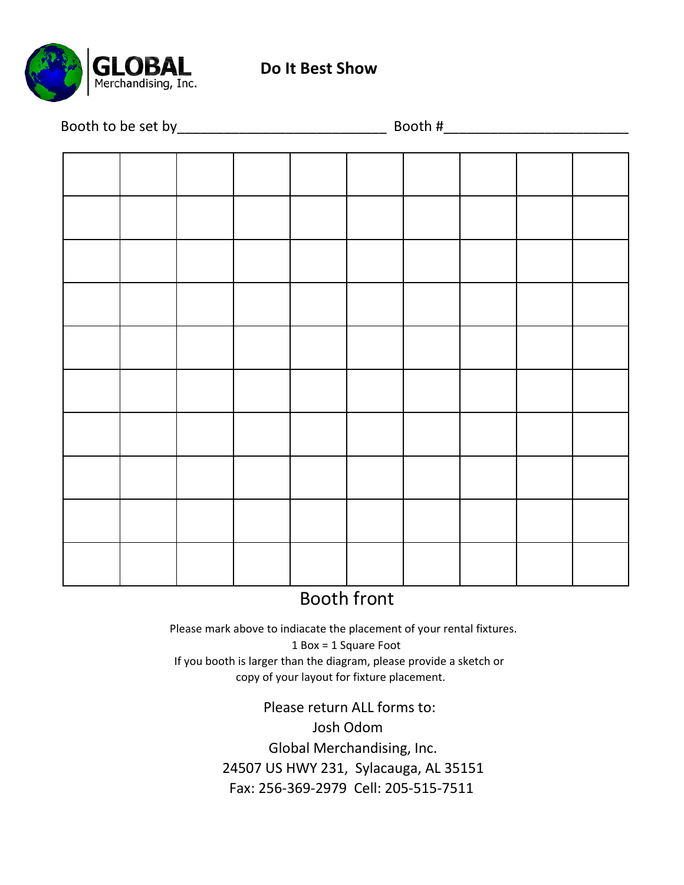**GLOBAL** Merchandising, Inc.

## Do It Best Show

Booth to be set by___________________________ Booth #________________________

| | | | | | | | | | |
|---|---|---|---|---|---|---|---|---|---|
| | | | | | | | | | |
| | | | | | | | | | |
| | | | | | | | | | |
| | | | | | | | | | |
| | | | | | | | | | |
| | | | | | | | | | |
| | | | | | | | | | |
| | | | | | | | | | |
| | | | | | | | | | |
| | | | | | | | | | |

Booth front

Please mark above to indiacate the placement of your rental fixtures.
1 Box = 1 Square Foot
If you booth is larger than the diagram, please provide a sketch or copy of your layout for fixture placement.

Please return ALL forms to:
Josh Odom
Global Merchandising, Inc.
24507 US HWY 231, Sylacauga, AL 35151
Fax: 256-369-2979 Cell: 205-515-7511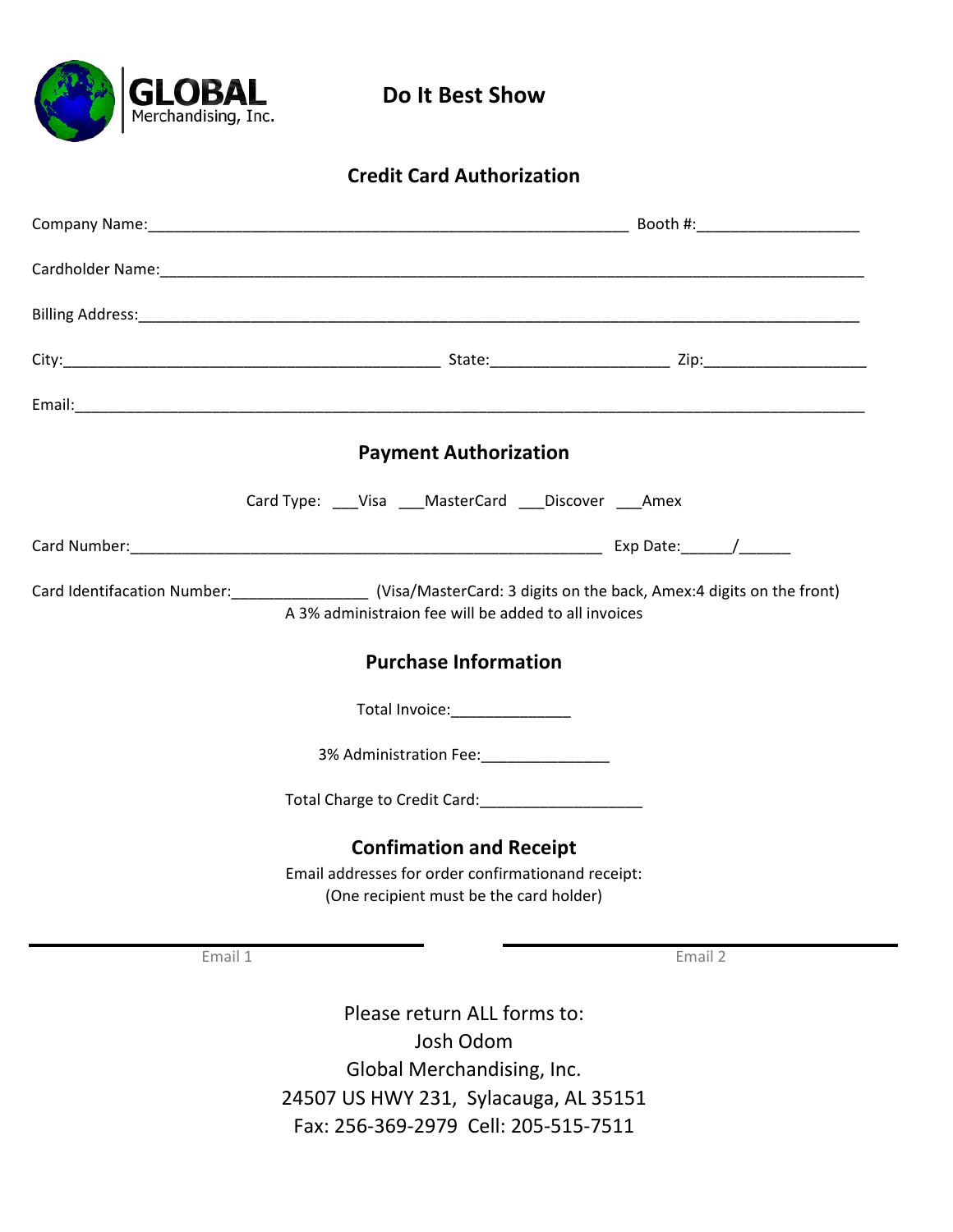**GLOBAL** Merchandising, Inc.

# Do It Best Show

## Credit Card Authorization

Company Name:\_\_\_\_\_\_\_\_\_\_\_\_\_\_\_\_\_\_\_\_\_\_\_\_\_\_\_\_\_\_\_\_\_\_\_\_\_\_\_\_\_\_\_\_\_\_\_\_\_\_\_\_\_\_\_\_ Booth #:\_\_\_\_\_\_\_\_\_\_\_\_\_\_\_\_\_\_\_\_

Cardholder Name:\_\_\_\_\_\_\_\_\_\_\_\_\_\_\_\_\_\_\_\_\_\_\_\_\_\_\_\_\_\_\_\_\_\_\_\_\_\_\_\_\_\_\_\_\_\_\_\_\_\_\_\_\_\_\_\_\_\_\_\_\_\_\_\_\_\_\_\_\_\_\_\_\_\_\_\_\_\_\_\_\_\_\_\_\_\_

Billing Address:\_\_\_\_\_\_\_\_\_\_\_\_\_\_\_\_\_\_\_\_\_\_\_\_\_\_\_\_\_\_\_\_\_\_\_\_\_\_\_\_\_\_\_\_\_\_\_\_\_\_\_\_\_\_\_\_\_\_\_\_\_\_\_\_\_\_\_\_\_\_\_\_\_\_\_\_\_\_\_\_\_\_\_\_\_\_\_\_

City:\_\_\_\_\_\_\_\_\_\_\_\_\_\_\_\_\_\_\_\_\_\_\_\_\_\_\_\_\_\_\_\_\_\_\_\_\_\_\_\_\_\_\_\_\_\_\_ State:\_\_\_\_\_\_\_\_\_\_\_\_\_\_\_\_\_\_\_\_\_\_ Zip:\_\_\_\_\_\_\_\_\_\_\_\_\_\_\_\_\_\_\_\_

Email:\_\_\_\_\_\_\_\_\_\_\_\_\_\_\_\_\_\_\_\_\_\_\_\_\_\_\_\_\_\_\_\_\_\_\_\_\_\_\_\_\_\_\_\_\_\_\_\_\_\_\_\_\_\_\_\_\_\_\_\_\_\_\_\_\_\_\_\_\_\_\_\_\_\_\_\_\_\_\_\_\_\_\_\_\_\_\_\_\_\_\_\_\_\_

## Payment Authorization

Card Type: \_\_\_Visa \_\_\_MasterCard \_\_\_Discover \_\_\_Amex

Card Number:\_\_\_\_\_\_\_\_\_\_\_\_\_\_\_\_\_\_\_\_\_\_\_\_\_\_\_\_\_\_\_\_\_\_\_\_\_\_\_\_\_\_\_\_\_\_\_\_\_\_\_\_\_\_\_\_\_\_\_ Exp Date:\_\_\_\_\_\_/\_\_\_\_\_\_

Card Identifacation Number:\_\_\_\_\_\_\_\_\_\_\_\_\_\_\_\_\_ (Visa/MasterCard: 3 digits on the back, Amex:4 digits on the front)

A 3% administraion fee will be added to all invoices

## Purchase Information

Total Invoice:\_\_\_\_\_\_\_\_\_\_\_\_\_\_\_

3% Administration Fee:\_\_\_\_\_\_\_\_\_\_\_\_\_\_\_\_

Total Charge to Credit Card:\_\_\_\_\_\_\_\_\_\_\_\_\_\_\_\_\_\_\_\_

## Confimation and Receipt

Email addresses for order confirmationand receipt:
(One recipient must be the card holder)

\_\_\_\_\_\_\_\_\_\_\_\_\_\_\_\_\_\_\_\_\_\_\_\_\_\_\_\_\_\_\_\_\_\_\_\_\_\_\_\_ \_\_\_\_\_\_\_\_\_\_\_\_\_\_\_\_\_\_\_\_\_\_\_\_\_\_\_\_\_\_\_\_\_\_\_\_\_\_\_\_

Email 1 Email 2

Please return ALL forms to:
Josh Odom
Global Merchandising, Inc.
24507 US HWY 231, Sylacauga, AL 35151
Fax: 256-369-2979 Cell: 205-515-7511